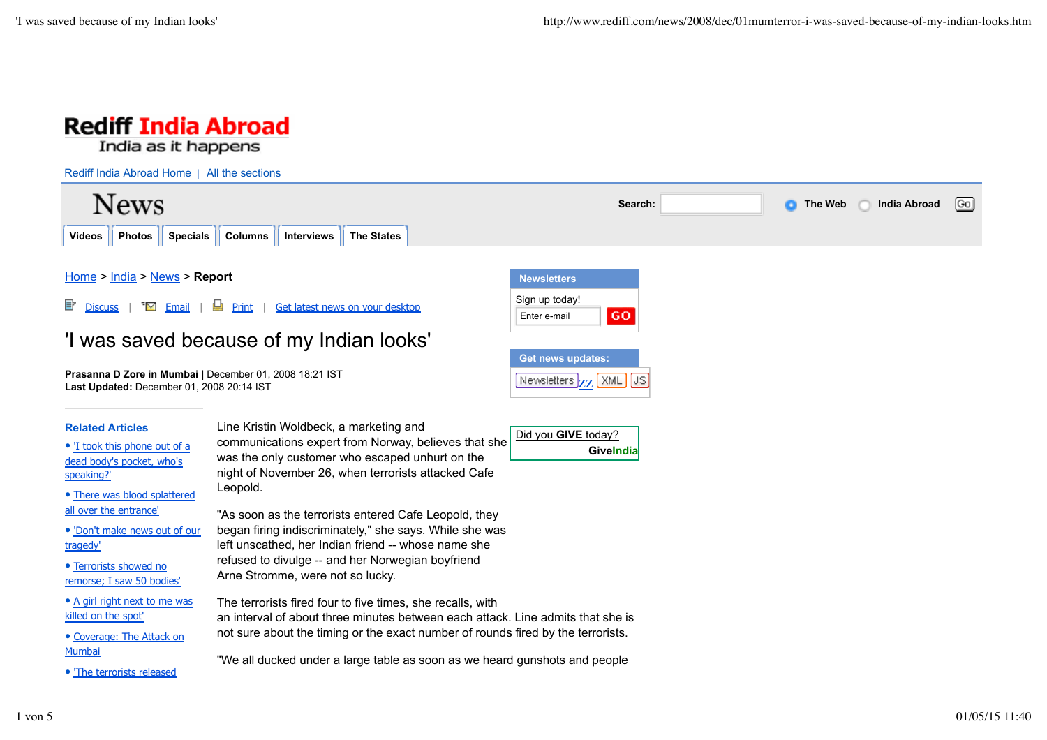Rediff India Abroad
India as it happens

Rediff India Abroad Home | All the sections

News

Search: The Web India Abroad Go

Videos | Photos | Specials | Columns | Interviews | The States

Home > India > News > Report

Discuss | Email | Print | Get latest news on your desktop

# 'I was saved because of my Indian looks'

**Prasanna D Zore in Mumbai** | December 01, 2008 18:21 IST
**Last Updated:** December 01, 2008 20:14 IST

Line Kristin Woldbeck, a marketing and communications expert from Norway, believes that she was the only customer who escaped unhurt on the night of November 26, when terrorists attacked Cafe Leopold.

"As soon as the terrorists entered Cafe Leopold, they began firing indiscriminately," she says. While she was left unscathed, her Indian friend -- whose name she refused to divulge -- and her Norwegian boyfriend Arne Stromme, were not so lucky.

The terrorists fired four to five times, she recalls, with an interval of about three minutes between each attack. Line admits that she is not sure about the timing or the exact number of rounds fired by the terrorists.

"We all ducked under a large table as soon as we heard gunshots and people

**Related Articles**

- 'I took this phone out of a dead body's pocket, who's speaking?'
- There was blood splattered all over the entrance'
- 'Don't make news out of our tragedy'
- Terrorists showed no remorse; I saw 50 bodies'
- A girl right next to me was killed on the spot'
- Coverage: The Attack on Mumbai
- 'The terrorists released

**Newsletters**

Sign up today!

Enter e-mail GO

**Get news updates:**

Newsletters | XML | JS

Did you **GIVE** today?
**GiveIndia**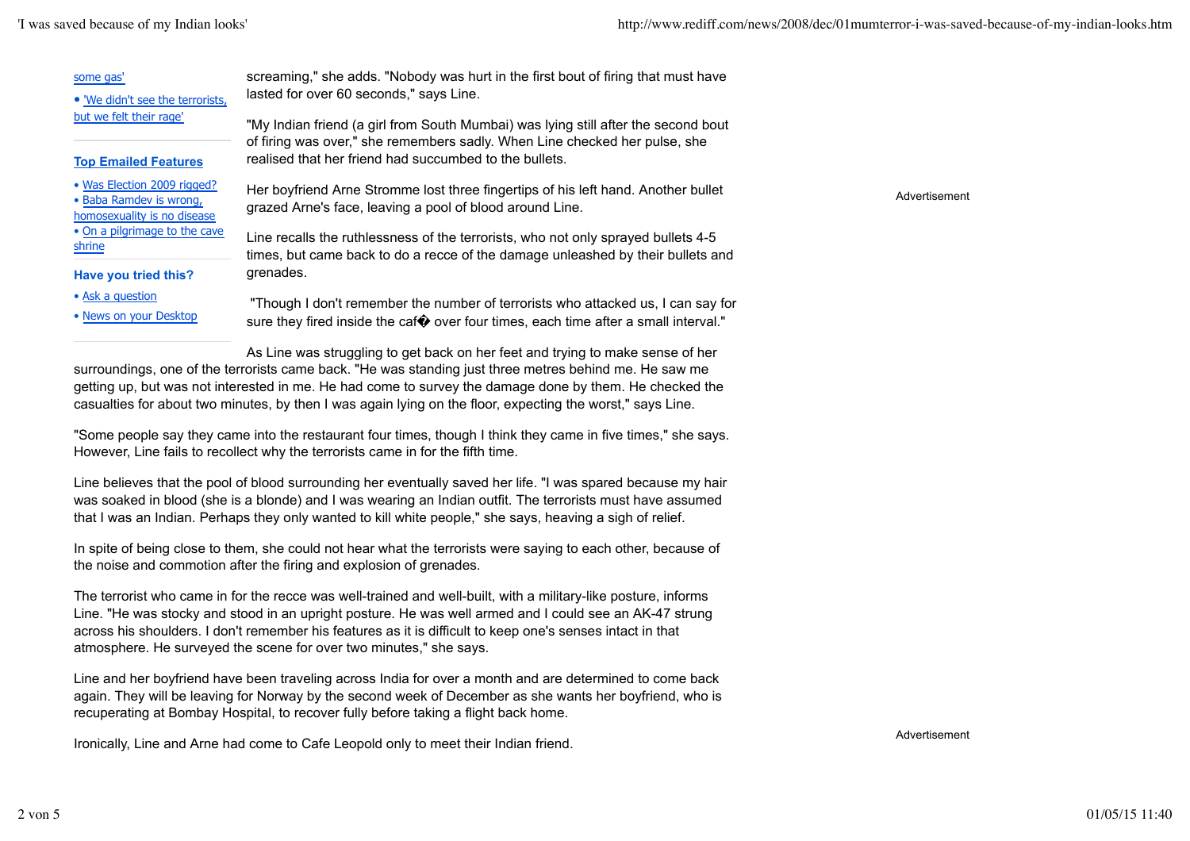some gas'

- 'We didn't see the terrorists, but we felt their rage'

**Top Emailed Features**

- Was Election 2009 rigged?
- Baba Ramdev is wrong, homosexuality is no disease
- On a pilgrimage to the cave shrine

**Have you tried this?**

- Ask a question
- News on your Desktop

screaming," she adds. "Nobody was hurt in the first bout of firing that must have lasted for over 60 seconds," says Line.

"My Indian friend (a girl from South Mumbai) was lying still after the second bout of firing was over," she remembers sadly. When Line checked her pulse, she realised that her friend had succumbed to the bullets.

Her boyfriend Arne Stromme lost three fingertips of his left hand. Another bullet grazed Arne's face, leaving a pool of blood around Line.

Line recalls the ruthlessness of the terrorists, who not only sprayed bullets 4-5 times, but came back to do a recce of the damage unleashed by their bullets and grenades.

"Though I don't remember the number of terrorists who attacked us, I can say for sure they fired inside the caf� over four times, each time after a small interval."

As Line was struggling to get back on her feet and trying to make sense of her surroundings, one of the terrorists came back. "He was standing just three metres behind me. He saw me getting up, but was not interested in me. He had come to survey the damage done by them. He checked the casualties for about two minutes, by then I was again lying on the floor, expecting the worst," says Line.

"Some people say they came into the restaurant four times, though I think they came in five times," she says. However, Line fails to recollect why the terrorists came in for the fifth time.

Line believes that the pool of blood surrounding her eventually saved her life. "I was spared because my hair was soaked in blood (she is a blonde) and I was wearing an Indian outfit. The terrorists must have assumed that I was an Indian. Perhaps they only wanted to kill white people," she says, heaving a sigh of relief.

In spite of being close to them, she could not hear what the terrorists were saying to each other, because of the noise and commotion after the firing and explosion of grenades.

The terrorist who came in for the recce was well-trained and well-built, with a military-like posture, informs Line. "He was stocky and stood in an upright posture. He was well armed and I could see an AK-47 strung across his shoulders. I don't remember his features as it is difficult to keep one's senses intact in that atmosphere. He surveyed the scene for over two minutes," she says.

Line and her boyfriend have been traveling across India for over a month and are determined to come back again. They will be leaving for Norway by the second week of December as she wants her boyfriend, who is recuperating at Bombay Hospital, to recover fully before taking a flight back home.

Ironically, Line and Arne had come to Cafe Leopold only to meet their Indian friend.

Advertisement

Advertisement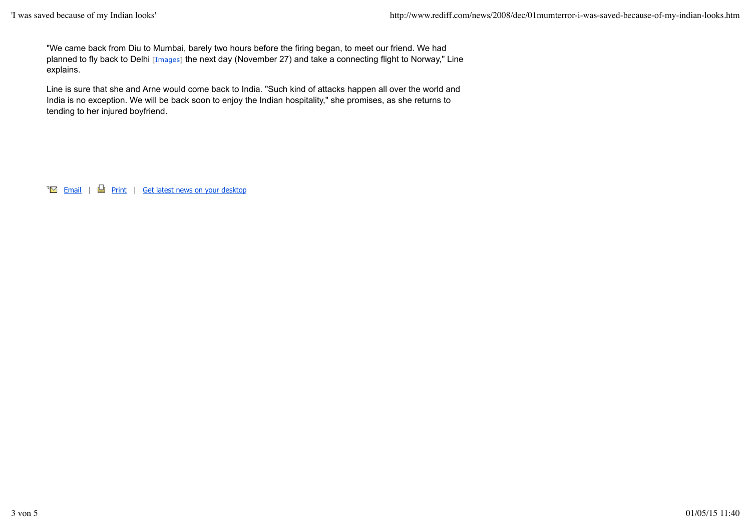"We came back from Diu to Mumbai, barely two hours before the firing began, to meet our friend. We had planned to fly back to Delhi [Images] the next day (November 27) and take a connecting flight to Norway," Line explains.

Line is sure that she and Arne would come back to India. "Such kind of attacks happen all over the world and India is no exception. We will be back soon to enjoy the Indian hospitality," she promises, as she returns to tending to her injured boyfriend.

Email | Print | Get latest news on your desktop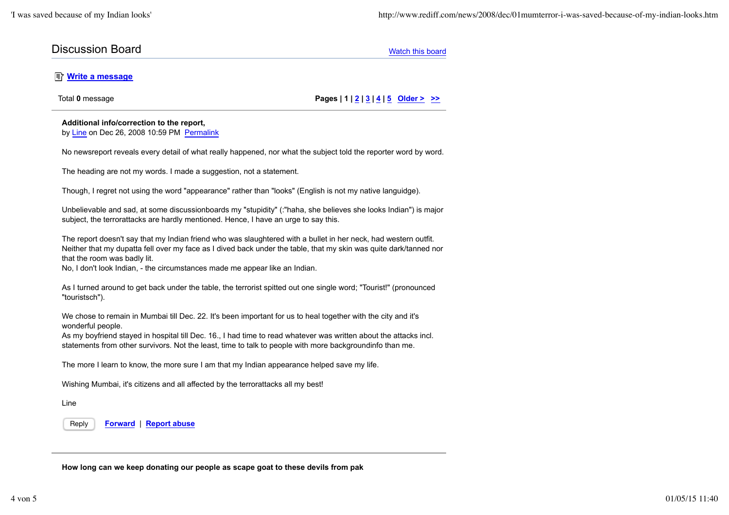## Discussion Board

Watch this board

**Write a message**

Total **0** message

**Pages | 1 | 2 | 3 | 4 | 5 Older > >>**

---

**Additional info/correction to the report,**
by Line on Dec 26, 2008 10:59 PM Permalink

No newsreport reveals every detail of what really happened, nor what the subject told the reporter word by word.

The heading are not my words. I made a suggestion, not a statement.

Though, I regret not using the word "appearance" rather than "looks" (English is not my native languidge).

Unbelievable and sad, at some discussionboards my "stupidity" (:"haha, she believes she looks Indian") is major subject, the terrorattacks are hardly mentioned. Hence, I have an urge to say this.

The report doesn't say that my Indian friend who was slaughtered with a bullet in her neck, had western outfit. Neither that my dupatta fell over my face as I dived back under the table, that my skin was quite dark/tanned nor that the room was badly lit.
No, I don't look Indian, - the circumstances made me appear like an Indian.

As I turned around to get back under the table, the terrorist spitted out one single word; "Tourist!" (pronounced "touristsch").

We chose to remain in Mumbai till Dec. 22. It's been important for us to heal together with the city and it's wonderful people.
As my boyfriend stayed in hospital till Dec. 16., I had time to read whatever was written about the attacks incl. statements from other survivors. Not the least, time to talk to people with more backgroundinfo than me.

The more I learn to know, the more sure I am that my Indian appearance helped save my life.

Wishing Mumbai, it's citizens and all affected by the terrorattacks all my best!

Line

Reply Forward | Report abuse

---

**How long can we keep donating our people as scape goat to these devils from pak**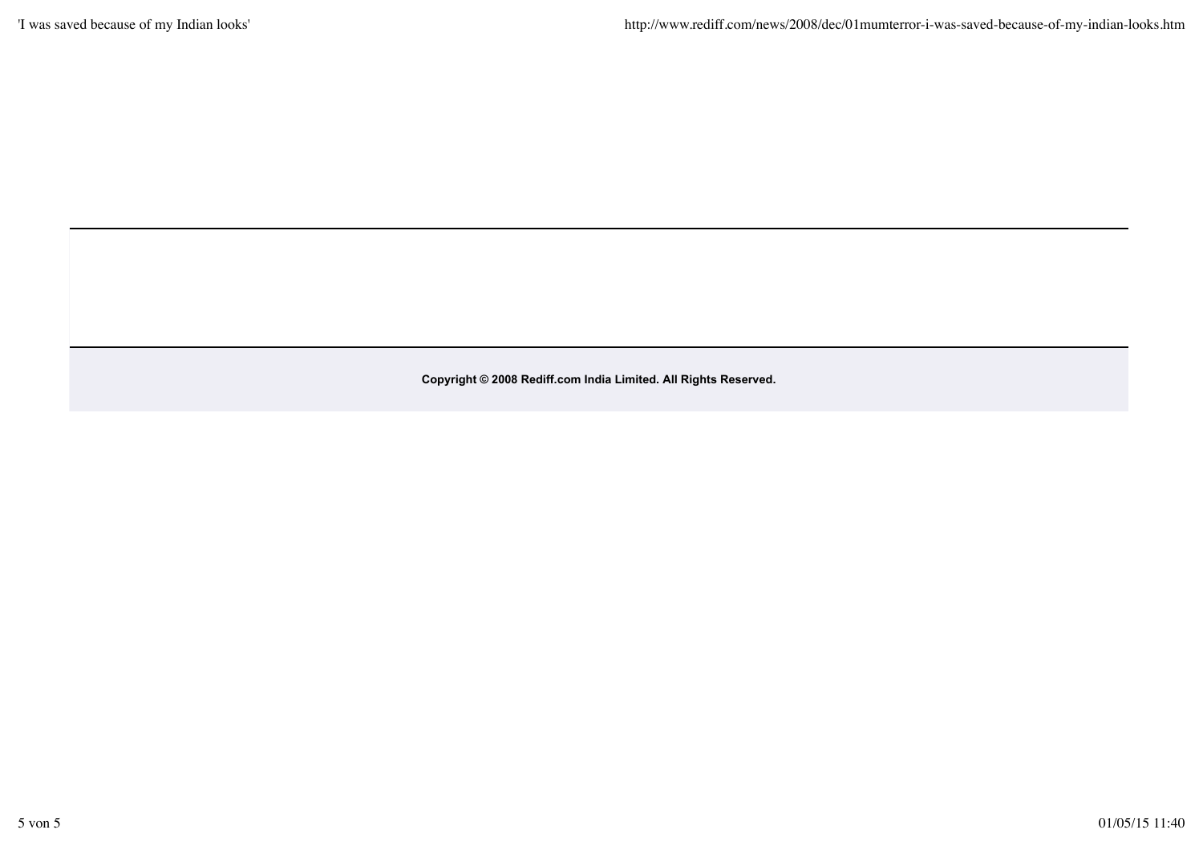Copyright © 2008 Rediff.com India Limited. All Rights Reserved.